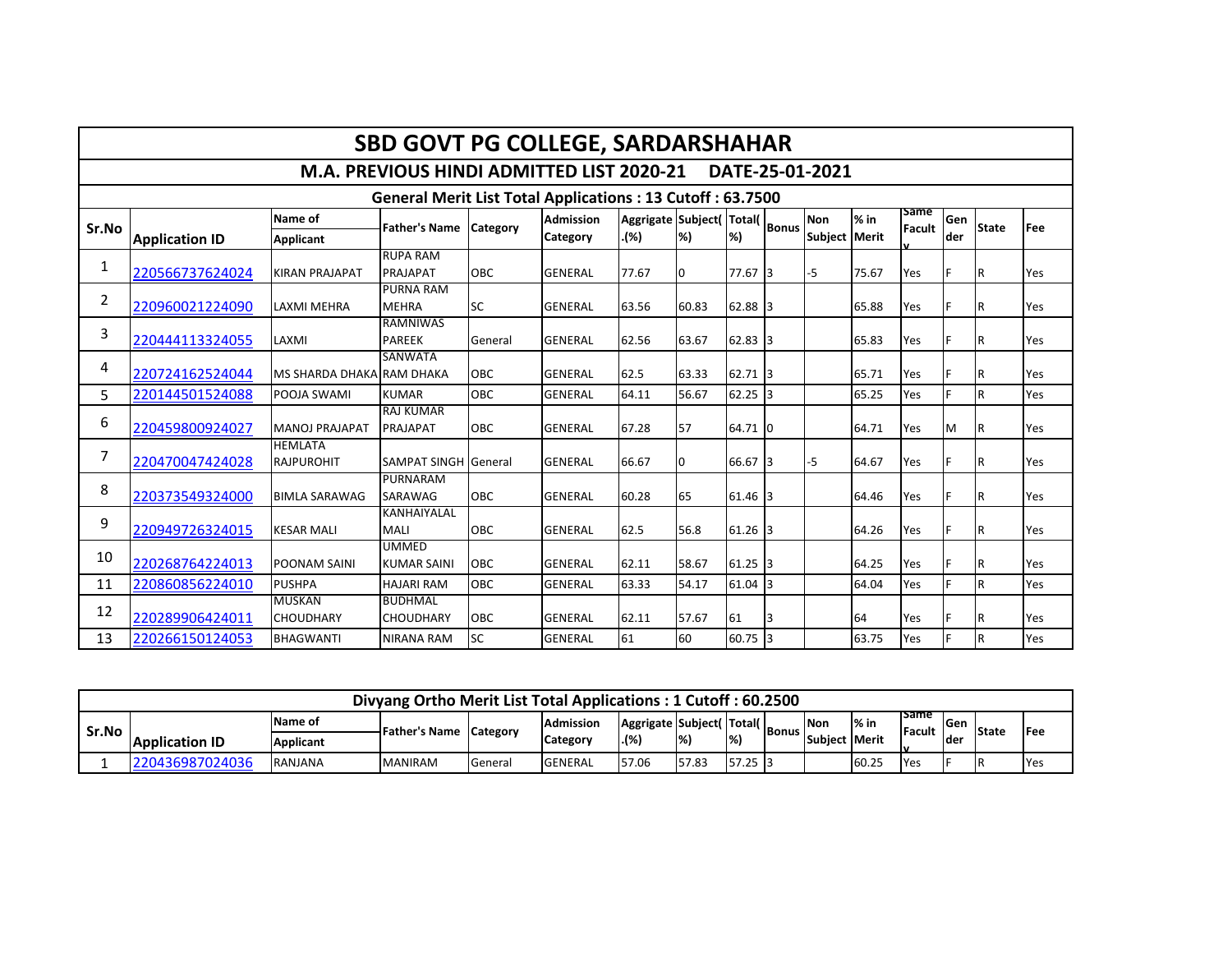# SBD GOVT PG COLLEGE, SARDARSHAHAR

## M.A. PREVIOUS HINDI ADMITTED LIST 2020-21 DATE-25-01-2021

### General Merit List Total Applications : 13 Cutoff : 63.7500

| Sr.No | Application ID | Name of Applicant | Father's Name | Category | Admission Category | Aggrigate .(%) | Subject(%) | Total(%) | Bonus | Non Subject | % in Merit | Same Faculty | Gender | State | Fee |
|---|---|---|---|---|---|---|---|---|---|---|---|---|---|---|---|
| 1 | 220566737624024 | KIRAN PRAJAPAT | RUPA RAM PRAJAPAT | OBC | GENERAL | 77.67 | 0 | 77.67 | 3 | -5 | 75.67 | Yes | F | R | Yes |
| 2 | 220960021224090 | LAXMI MEHRA | PURNA RAM MEHRA | SC | GENERAL | 63.56 | 60.83 | 62.88 | 3 | | 65.88 | Yes | F | R | Yes |
| 3 | 220444113324055 | LAXMI | RAMNIWAS PAREEK | General | GENERAL | 62.56 | 63.67 | 62.83 | 3 | | 65.83 | Yes | F | R | Yes |
| 4 | 220724162524044 | MS SHARDA DHAKA | SANWATA RAM DHAKA | OBC | GENERAL | 62.5 | 63.33 | 62.71 | 3 | | 65.71 | Yes | F | R | Yes |
| 5 | 220144501524088 | POOJA SWAMI | KUMAR | OBC | GENERAL | 64.11 | 56.67 | 62.25 | 3 | | 65.25 | Yes | F | R | Yes |
| 6 | 220459800924027 | MANOJ PRAJAPAT | RAJ KUMAR PRAJAPAT | OBC | GENERAL | 67.28 | 57 | 64.71 | 0 | | 64.71 | Yes | M | R | Yes |
| 7 | 220470047424028 | HEMLATA RAJPUROHIT | SAMPAT SINGH | General | GENERAL | 66.67 | 0 | 66.67 | 3 | -5 | 64.67 | Yes | F | R | Yes |
| 8 | 220373549324000 | BIMLA SARAWAG | PURNARAM SARAWAG | OBC | GENERAL | 60.28 | 65 | 61.46 | 3 | | 64.46 | Yes | F | R | Yes |
| 9 | 220949726324015 | KESAR MALI | KANHAIYALAL MALI | OBC | GENERAL | 62.5 | 56.8 | 61.26 | 3 | | 64.26 | Yes | F | R | Yes |
| 10 | 220268764224013 | POONAM SAINI | UMMED KUMAR SAINI | OBC | GENERAL | 62.11 | 58.67 | 61.25 | 3 | | 64.25 | Yes | F | R | Yes |
| 11 | 220860856224010 | PUSHPA | HAJARI RAM | OBC | GENERAL | 63.33 | 54.17 | 61.04 | 3 | | 64.04 | Yes | F | R | Yes |
| 12 | 220289906424011 | MUSKAN CHOUDHARY | BUDHMAL CHOUDHARY | OBC | GENERAL | 62.11 | 57.67 | 61 | 3 | | 64 | Yes | F | R | Yes |
| 13 | 220266150124053 | BHAGWANTI | NIRANA RAM | SC | GENERAL | 61 | 60 | 60.75 | 3 | | 63.75 | Yes | F | R | Yes |

### Divyang Ortho Merit List Total Applications : 1 Cutoff : 60.2500

| Sr.No | Application ID | Name of Applicant | Father's Name | Category | Admission Category | Aggrigate .(%) | Subject(%) | Total(%) | Bonus | Non Subject | % in Merit | Same Faculty | Gender | State | Fee |
|---|---|---|---|---|---|---|---|---|---|---|---|---|---|---|---|
| 1 | 220436987024036 | RANJANA | MANIRAM | General | GENERAL | 57.06 | 57.83 | 57.25 | 3 | | 60.25 | Yes | F | R | Yes |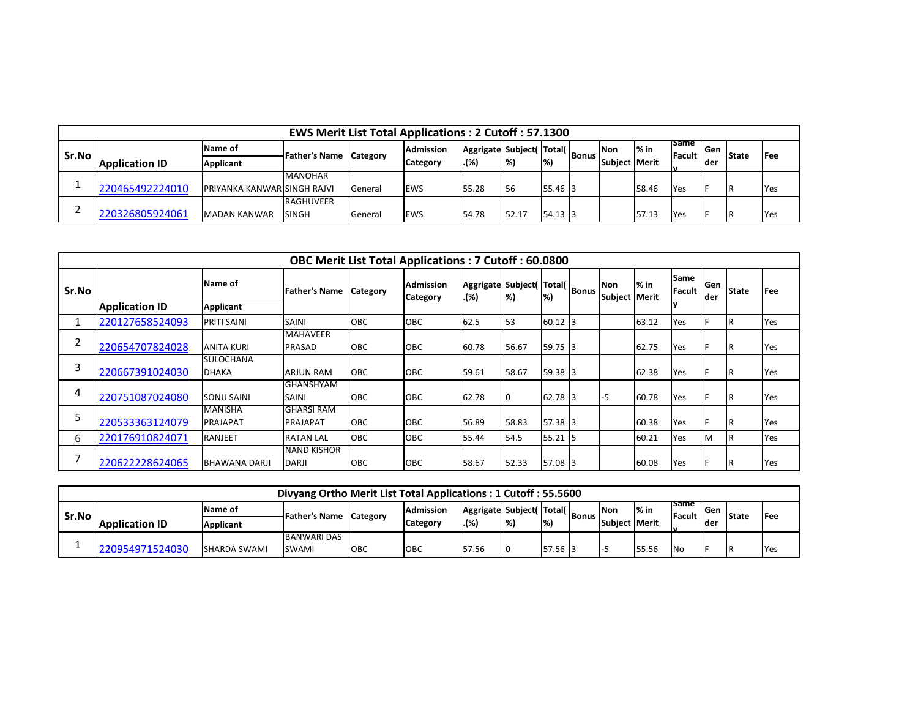| EWS Merit List Total Applications : 2 Cutoff : 57.1300 | | | | | | | | | | | | | | | | |
|---|---|---|---|---|---|---|---|---|---|---|---|---|---|---|---|---|
| Sr.No | Application ID | Name of Applicant | Father's Name | Category | Admission Category | Aggregate .(%) | Subject( %) | Total( %) | Bonus | Non Subject | % in Merit | Same Faculty | Gender | State | Fee |
| 1 | 220465492224010 | PRIYANKA KANWAR | MANOHAR SINGH RAJVI | General | EWS | 55.28 | 56 | 55.46 | 3 | | 58.46 | Yes | F | R | Yes |
| 2 | 220326805924061 | MADAN KANWAR | RAGHUVEER SINGH | General | EWS | 54.78 | 52.17 | 54.13 | 3 | | 57.13 | Yes | F | R | Yes |

| OBC Merit List Total Applications : 7 Cutoff : 60.0800 | | | | | | | | | | | | | | | |
|---|---|---|---|---|---|---|---|---|---|---|---|---|---|---|---|
| Sr.No | Application ID | Name of Applicant | Father's Name | Category | Admission Category | Aggregate .(%) | Subject( %) | Total( %) | Bonus | Non Subject | % in Merit | Same Faculty | Gender | State | Fee |
| 1 | 220127658524093 | PRITI SAINI | SAINI | OBC | OBC | 62.5 | 53 | 60.12 | 3 | | 63.12 | Yes | F | R | Yes |
| 2 | 220654707824028 | ANITA KURI | MAHAVEER PRASAD | OBC | OBC | 60.78 | 56.67 | 59.75 | 3 | | 62.75 | Yes | F | R | Yes |
| 3 | 220667391024030 | SULOCHANA DHAKA | ARJUN RAM | OBC | OBC | 59.61 | 58.67 | 59.38 | 3 | | 62.38 | Yes | F | R | Yes |
| 4 | 220751087024080 | SONU SAINI | GHANSHYAM SAINI | OBC | OBC | 62.78 | 0 | 62.78 | 3 | -5 | 60.78 | Yes | F | R | Yes |
| 5 | 220533363124079 | MANISHA PRAJAPAT | GHARSI RAM PRAJAPAT | OBC | OBC | 56.89 | 58.83 | 57.38 | 3 | | 60.38 | Yes | F | R | Yes |
| 6 | 220176910824071 | RANJEET | RATAN LAL | OBC | OBC | 55.44 | 54.5 | 55.21 | 5 | | 60.21 | Yes | M | R | Yes |
| 7 | 220622228624065 | BHAWANA DARJI | NAND KISHOR DARJI | OBC | OBC | 58.67 | 52.33 | 57.08 | 3 | | 60.08 | Yes | F | R | Yes |

| Divyang Ortho Merit List Total Applications : 1 Cutoff : 55.5600 | | | | | | | | | | | | | | | |
|---|---|---|---|---|---|---|---|---|---|---|---|---|---|---|---|
| Sr.No | Application ID | Name of Applicant | Father's Name | Category | Admission Category | Aggregate .(%) | Subject( %) | Total( %) | Bonus | Non Subject | % in Merit | Same Faculty | Gender | State | Fee |
| 1 | 220954971524030 | SHARDA SWAMI | BANWARI DAS SWAMI | OBC | OBC | 57.56 | 0 | 57.56 | 3 | -5 | 55.56 | No | F | R | Yes |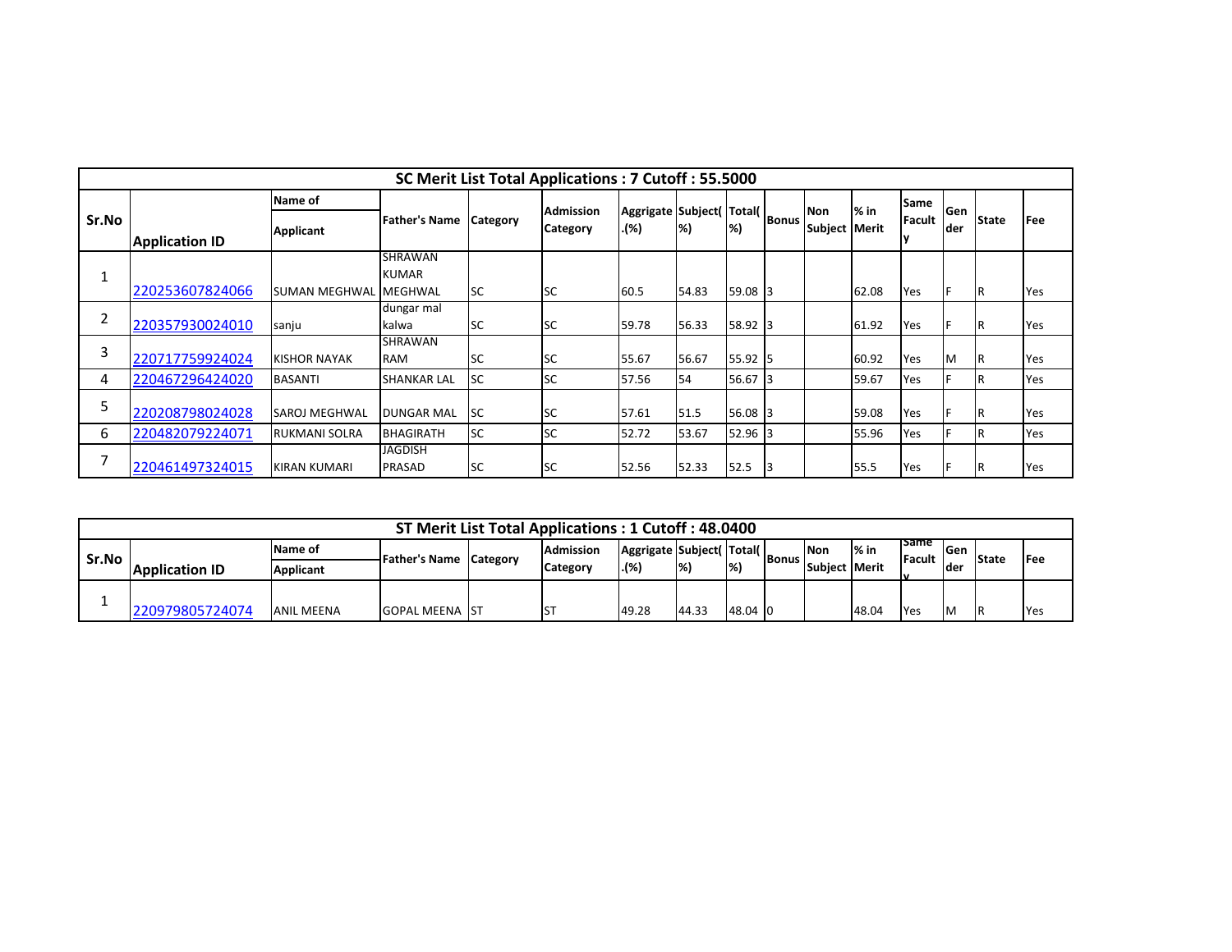| SC Merit List Total Applications : 7 Cutoff : 55.5000 | | | | | | | | | | | | | | | | |
|---|---|---|---|---|---|---|---|---|---|---|---|---|---|---|---|---|
| Sr.No | Application ID | Name of Applicant | Father's Name | Category | Admission Category | Aggregate .(%) | Subject(%) | Total(%) | Bonus | Non Subject | % in Merit | Same Faculty | Gender | State | Fee |
| 1 | 220253607824066 | SUMAN MEGHWAL | SHRAWAN KUMAR MEGHWAL | SC | SC | 60.5 | 54.83 | 59.08 | 3 | | 62.08 | Yes | F | R | Yes |
| 2 | 220357930024010 | sanju | dungar mal kalwa | SC | SC | 59.78 | 56.33 | 58.92 | 3 | | 61.92 | Yes | F | R | Yes |
| 3 | 220717759924024 | KISHOR NAYAK | SHRAWAN RAM | SC | SC | 55.67 | 56.67 | 55.92 | 5 | | 60.92 | Yes | M | R | Yes |
| 4 | 220467296424020 | BASANTI | SHANKAR LAL | SC | SC | 57.56 | 54 | 56.67 | 3 | | 59.67 | Yes | F | R | Yes |
| 5 | 220208798024028 | SAROJ MEGHWAL | DUNGAR MAL | SC | SC | 57.61 | 51.5 | 56.08 | 3 | | 59.08 | Yes | F | R | Yes |
| 6 | 220482079224071 | RUKMANI SOLRA | BHAGIRATH | SC | SC | 52.72 | 53.67 | 52.96 | 3 | | 55.96 | Yes | F | R | Yes |
| 7 | 220461497324015 | KIRAN KUMARI | JAGDISH PRASAD | SC | SC | 52.56 | 52.33 | 52.5 | 3 | | 55.5 | Yes | F | R | Yes |

| ST Merit List Total Applications : 1 Cutoff : 48.0400 | | | | | | | | | | | | | | | |
|---|---|---|---|---|---|---|---|---|---|---|---|---|---|---|---|
| Sr.No | Application ID | Name of Applicant | Father's Name | Category | Admission Category | Aggregate .(%) | Subject(%) | Total(%) | Bonus | Non Subject | % in Merit | Same Faculty | Gender | State | Fee |
| 1 | 220979805724074 | ANIL MEENA | GOPAL MEENA | ST | ST | 49.28 | 44.33 | 48.04 | 0 | | 48.04 | Yes | M | R | Yes |